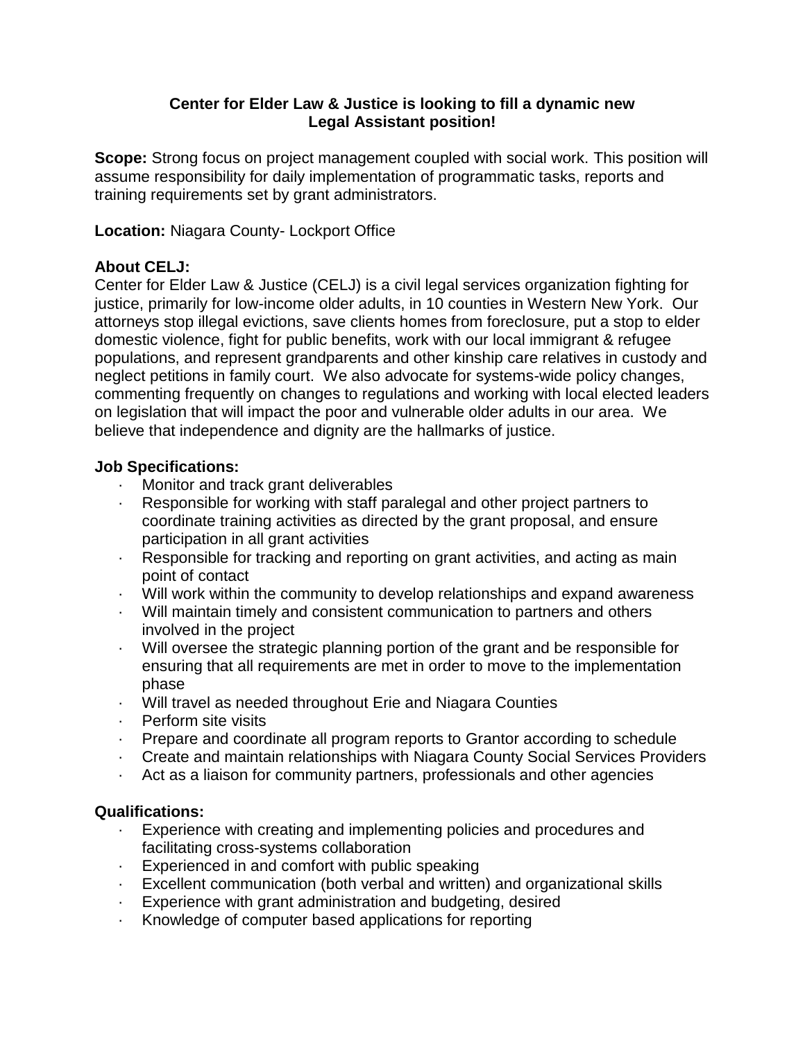**Center for Elder Law & Justice is looking to fill a dynamic new Legal Assistant position!**

**Scope:** Strong focus on project management coupled with social work. This position will assume responsibility for daily implementation of programmatic tasks, reports and training requirements set by grant administrators.

**Location:** Niagara County- Lockport Office

### About CELJ:

Center for Elder Law & Justice (CELJ) is a civil legal services organization fighting for justice, primarily for low-income older adults, in 10 counties in Western New York. Our attorneys stop illegal evictions, save clients homes from foreclosure, put a stop to elder domestic violence, fight for public benefits, work with our local immigrant & refugee populations, and represent grandparents and other kinship care relatives in custody and neglect petitions in family court. We also advocate for systems-wide policy changes, commenting frequently on changes to regulations and working with local elected leaders on legislation that will impact the poor and vulnerable older adults in our area. We believe that independence and dignity are the hallmarks of justice.

### Job Specifications:

- Monitor and track grant deliverables
- Responsible for working with staff paralegal and other project partners to coordinate training activities as directed by the grant proposal, and ensure participation in all grant activities
- Responsible for tracking and reporting on grant activities, and acting as main point of contact
- Will work within the community to develop relationships and expand awareness
- Will maintain timely and consistent communication to partners and others involved in the project
- Will oversee the strategic planning portion of the grant and be responsible for ensuring that all requirements are met in order to move to the implementation phase
- Will travel as needed throughout Erie and Niagara Counties
- Perform site visits
- Prepare and coordinate all program reports to Grantor according to schedule
- Create and maintain relationships with Niagara County Social Services Providers
- Act as a liaison for community partners, professionals and other agencies

### Qualifications:

- Experience with creating and implementing policies and procedures and facilitating cross-systems collaboration
- Experienced in and comfort with public speaking
- Excellent communication (both verbal and written) and organizational skills
- Experience with grant administration and budgeting, desired
- Knowledge of computer based applications for reporting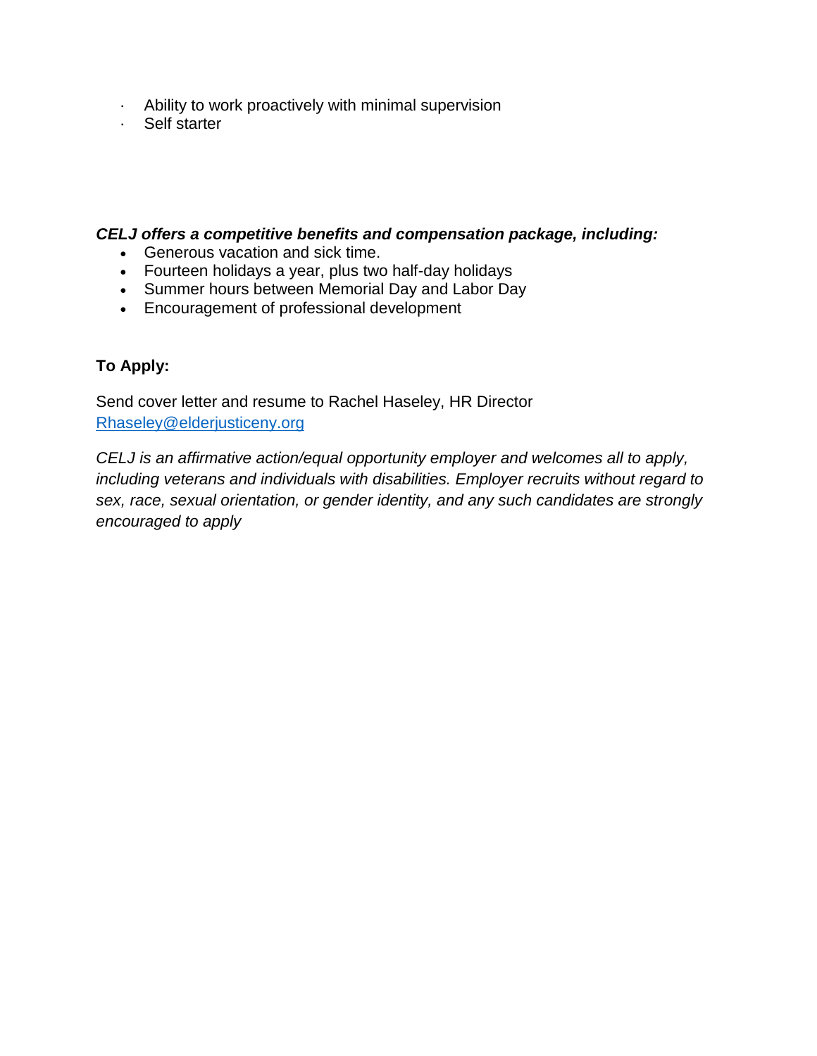- Ability to work proactively with minimal supervision
- Self starter

***CELJ offers a competitive benefits and compensation package, including:***

- Generous vacation and sick time.
- Fourteen holidays a year, plus two half-day holidays
- Summer hours between Memorial Day and Labor Day
- Encouragement of professional development

**To Apply:**

Send cover letter and resume to Rachel Haseley, HR Director
Rhaseley@elderjusticeny.org

*CELJ is an affirmative action/equal opportunity employer and welcomes all to apply, including veterans and individuals with disabilities. Employer recruits without regard to sex, race, sexual orientation, or gender identity, and any such candidates are strongly encouraged to apply*